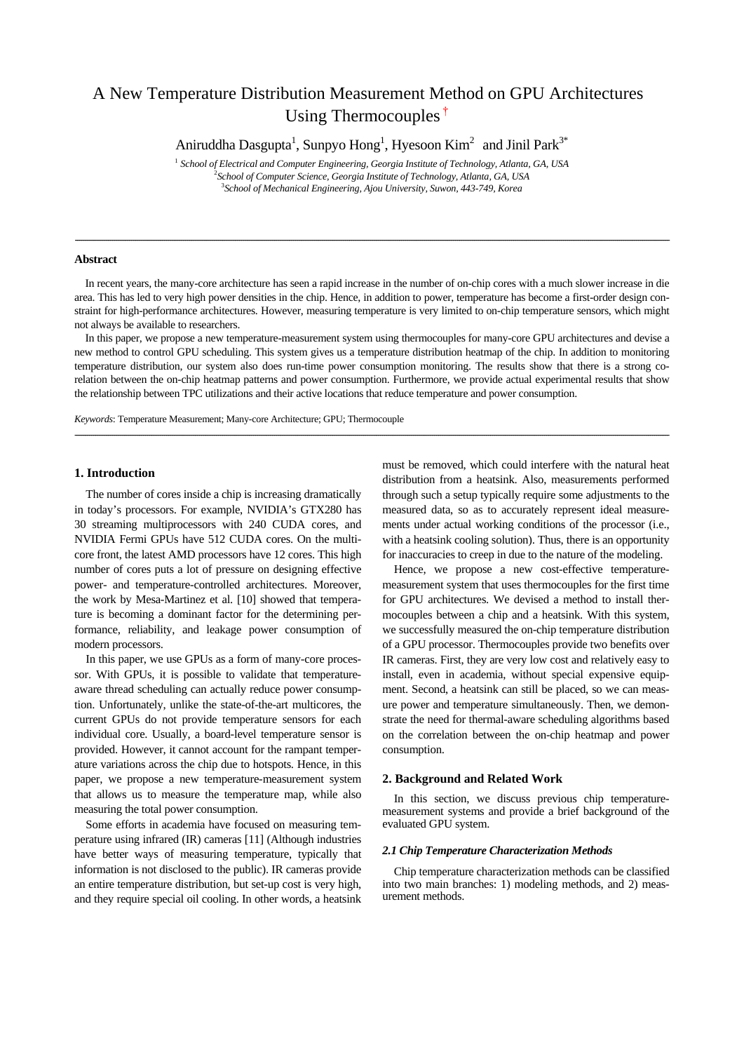# A New Temperature Distribution Measurement Method on GPU Architectures Using Thermocouples †

Aniruddha Dasgupta[1], Sunpyo Hong[1], Hyesoon Kim[2] and Jinil Park[3*]

[1] *School of Electrical and Computer Engineering, Georgia Institute of Technology, Atlanta, GA, USA*
[2] *School of Computer Science, Georgia Institute of Technology, Atlanta, GA, USA*
[3] *School of Mechanical Engineering, Ajou University, Suwon, 443-749, Korea*

---

**Abstract**

In recent years, the many-core architecture has seen a rapid increase in the number of on-chip cores with a much slower increase in die area. This has led to very high power densities in the chip. Hence, in addition to power, temperature has become a first-order design constraint for high-performance architectures. However, measuring temperature is very limited to on-chip temperature sensors, which might not always be available to researchers.

In this paper, we propose a new temperature-measurement system using thermocouples for many-core GPU architectures and devise a new method to control GPU scheduling. This system gives us a temperature distribution heatmap of the chip. In addition to monitoring temperature distribution, our system also does run-time power consumption monitoring. The results show that there is a strong co-relation between the on-chip heatmap patterns and power consumption. Furthermore, we provide actual experimental results that show the relationship between TPC utilizations and their active locations that reduce temperature and power consumption.

*Keywords*: Temperature Measurement; Many-core Architecture; GPU; Thermocouple

---

## 1. Introduction

The number of cores inside a chip is increasing dramatically in today's processors. For example, NVIDIA's GTX280 has 30 streaming multiprocessors with 240 CUDA cores, and NVIDIA Fermi GPUs have 512 CUDA cores. On the multi-core front, the latest AMD processors have 12 cores. This high number of cores puts a lot of pressure on designing effective power- and temperature-controlled architectures. Moreover, the work by Mesa-Martinez et al. [10] showed that temperature is becoming a dominant factor for the determining performance, reliability, and leakage power consumption of modern processors.

In this paper, we use GPUs as a form of many-core processor. With GPUs, it is possible to validate that temperature-aware thread scheduling can actually reduce power consumption. Unfortunately, unlike the state-of-the-art multicores, the current GPUs do not provide temperature sensors for each individual core. Usually, a board-level temperature sensor is provided. However, it cannot account for the rampant temperature variations across the chip due to hotspots. Hence, in this paper, we propose a new temperature-measurement system that allows us to measure the temperature map, while also measuring the total power consumption.

Some efforts in academia have focused on measuring temperature using infrared (IR) cameras [11] (Although industries have better ways of measuring temperature, typically that information is not disclosed to the public). IR cameras provide an entire temperature distribution, but set-up cost is very high, and they require special oil cooling. In other words, a heatsink must be removed, which could interfere with the natural heat distribution from a heatsink. Also, measurements performed through such a setup typically require some adjustments to the measured data, so as to accurately represent ideal measurements under actual working conditions of the processor (i.e., with a heatsink cooling solution). Thus, there is an opportunity for inaccuracies to creep in due to the nature of the modeling.

Hence, we propose a new cost-effective temperature-measurement system that uses thermocouples for the first time for GPU architectures. We devised a method to install thermocouples between a chip and a heatsink. With this system, we successfully measured the on-chip temperature distribution of a GPU processor. Thermocouples provide two benefits over IR cameras. First, they are very low cost and relatively easy to install, even in academia, without special expensive equipment. Second, a heatsink can still be placed, so we can measure power and temperature simultaneously. Then, we demonstrate the need for thermal-aware scheduling algorithms based on the correlation between the on-chip heatmap and power consumption.

## 2. Background and Related Work

In this section, we discuss previous chip temperature-measurement systems and provide a brief background of the evaluated GPU system.

### *2.1 Chip Temperature Characterization Methods*

Chip temperature characterization methods can be classified into two main branches: 1) modeling methods, and 2) measurement methods.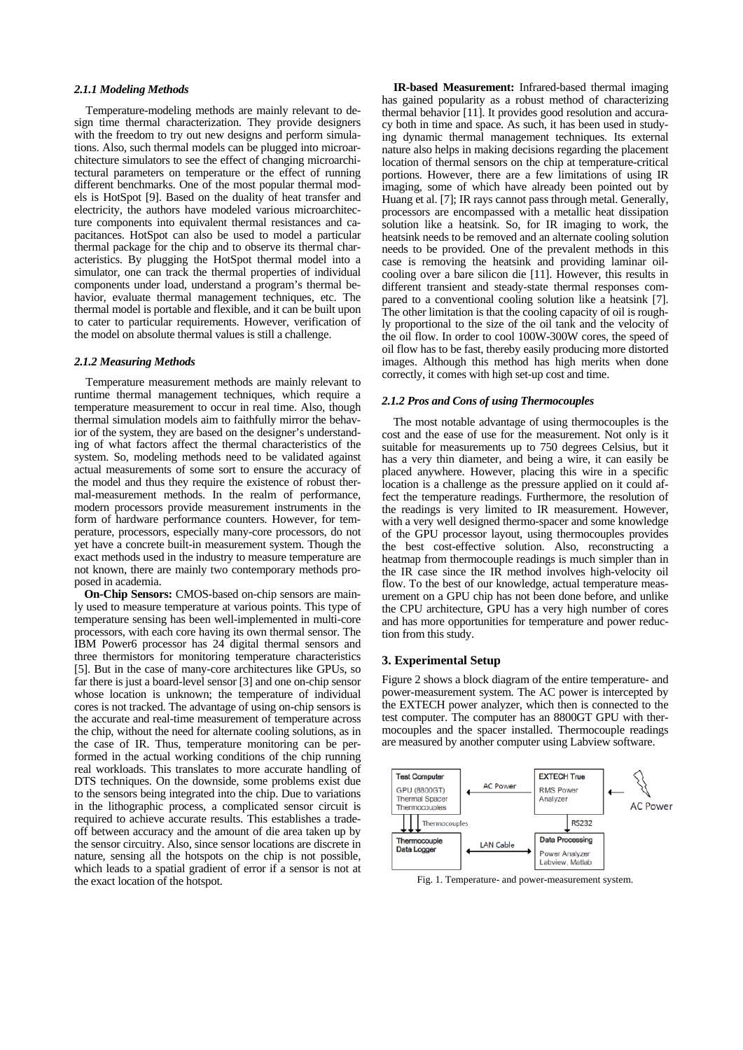#### 2.1.1 Modeling Methods

Temperature-modeling methods are mainly relevant to design time thermal characterization. They provide designers with the freedom to try out new designs and perform simulations. Also, such thermal models can be plugged into microarchitecture simulators to see the effect of changing microarchitectural parameters on temperature or the effect of running different benchmarks. One of the most popular thermal models is HotSpot [9]. Based on the duality of heat transfer and electricity, the authors have modeled various microarchitecture components into equivalent thermal resistances and capacitances. HotSpot can also be used to model a particular thermal package for the chip and to observe its thermal characteristics. By plugging the HotSpot thermal model into a simulator, one can track the thermal properties of individual components under load, understand a program's thermal behavior, evaluate thermal management techniques, etc. The thermal model is portable and flexible, and it can be built upon to cater to particular requirements. However, verification of the model on absolute thermal values is still a challenge.

#### 2.1.2 Measuring Methods

Temperature measurement methods are mainly relevant to runtime thermal management techniques, which require a temperature measurement to occur in real time. Also, though thermal simulation models aim to faithfully mirror the behavior of the system, they are based on the designer's understanding of what factors affect the thermal characteristics of the system. So, modeling methods need to be validated against actual measurements of some sort to ensure the accuracy of the model and thus they require the existence of robust thermal-measurement methods. In the realm of performance, modern processors provide measurement instruments in the form of hardware performance counters. However, for temperature, processors, especially many-core processors, do not yet have a concrete built-in measurement system. Though the exact methods used in the industry to measure temperature are not known, there are mainly two contemporary methods proposed in academia.

**On-Chip Sensors:** CMOS-based on-chip sensors are mainly used to measure temperature at various points. This type of temperature sensing has been well-implemented in multi-core processors, with each core having its own thermal sensor. The IBM Power6 processor has 24 digital thermal sensors and three thermistors for monitoring temperature characteristics [5]. But in the case of many-core architectures like GPUs, so far there is just a board-level sensor [3] and one on-chip sensor whose location is unknown; the temperature of individual cores is not tracked. The advantage of using on-chip sensors is the accurate and real-time measurement of temperature across the chip, without the need for alternate cooling solutions, as in the case of IR. Thus, temperature monitoring can be performed in the actual working conditions of the chip running real workloads. This translates to more accurate handling of DTS techniques. On the downside, some problems exist due to the sensors being integrated into the chip. Due to variations in the lithographic process, a complicated sensor circuit is required to achieve accurate results. This establishes a tradeoff between accuracy and the amount of die area taken up by the sensor circuitry. Also, since sensor locations are discrete in nature, sensing all the hotspots on the chip is not possible, which leads to a spatial gradient of error if a sensor is not at the exact location of the hotspot.

**IR-based Measurement:** Infrared-based thermal imaging has gained popularity as a robust method of characterizing thermal behavior [11]. It provides good resolution and accuracy both in time and space. As such, it has been used in studying dynamic thermal management techniques. Its external nature also helps in making decisions regarding the placement location of thermal sensors on the chip at temperature-critical portions. However, there are a few limitations of using IR imaging, some of which have already been pointed out by Huang et al. [7]; IR rays cannot pass through metal. Generally, processors are encompassed with a metallic heat dissipation solution like a heatsink. So, for IR imaging to work, the heatsink needs to be removed and an alternate cooling solution needs to be provided. One of the prevalent methods in this case is removing the heatsink and providing laminar oil-cooling over a bare silicon die [11]. However, this results in different transient and steady-state thermal responses compared to a conventional cooling solution like a heatsink [7]. The other limitation is that the cooling capacity of oil is roughly proportional to the size of the oil tank and the velocity of the oil flow. In order to cool 100W-300W cores, the speed of oil flow has to be fast, thereby easily producing more distorted images. Although this method has high merits when done correctly, it comes with high set-up cost and time.

#### 2.1.2 Pros and Cons of using Thermocouples

The most notable advantage of using thermocouples is the cost and the ease of use for the measurement. Not only is it suitable for measurements up to 750 degrees Celsius, but it has a very thin diameter, and being a wire, it can easily be placed anywhere. However, placing this wire in a specific location is a challenge as the pressure applied on it could affect the temperature readings. Furthermore, the resolution of the readings is very limited to IR measurement. However, with a very well designed thermo-spacer and some knowledge of the GPU processor layout, using thermocouples provides the best cost-effective solution. Also, reconstructing a heatmap from thermocouple readings is much simpler than in the IR case since the IR method involves high-velocity oil flow. To the best of our knowledge, actual temperature measurement on a GPU chip has not been done before, and unlike the CPU architecture, GPU has a very high number of cores and has more opportunities for temperature and power reduction from this study.

## 3. Experimental Setup

Figure 2 shows a block diagram of the entire temperature- and power-measurement system. The AC power is intercepted by the EXTECH power analyzer, which then is connected to the test computer. The computer has an 8800GT GPU with thermocouples and the spacer installed. Thermocouple readings are measured by another computer using Labview software.

Test Computer — GPU (8800GT), Thermal Spacer, Thermocouples
AC Power
EXTECH True RMS Power Analyzer
AC Power
Thermocouples
RS232
Thermocouple Data Logger
LAN Cable
Data Processing — Power Analyzer, Labview, Matlab

Fig. 1. Temperature- and power-measurement system.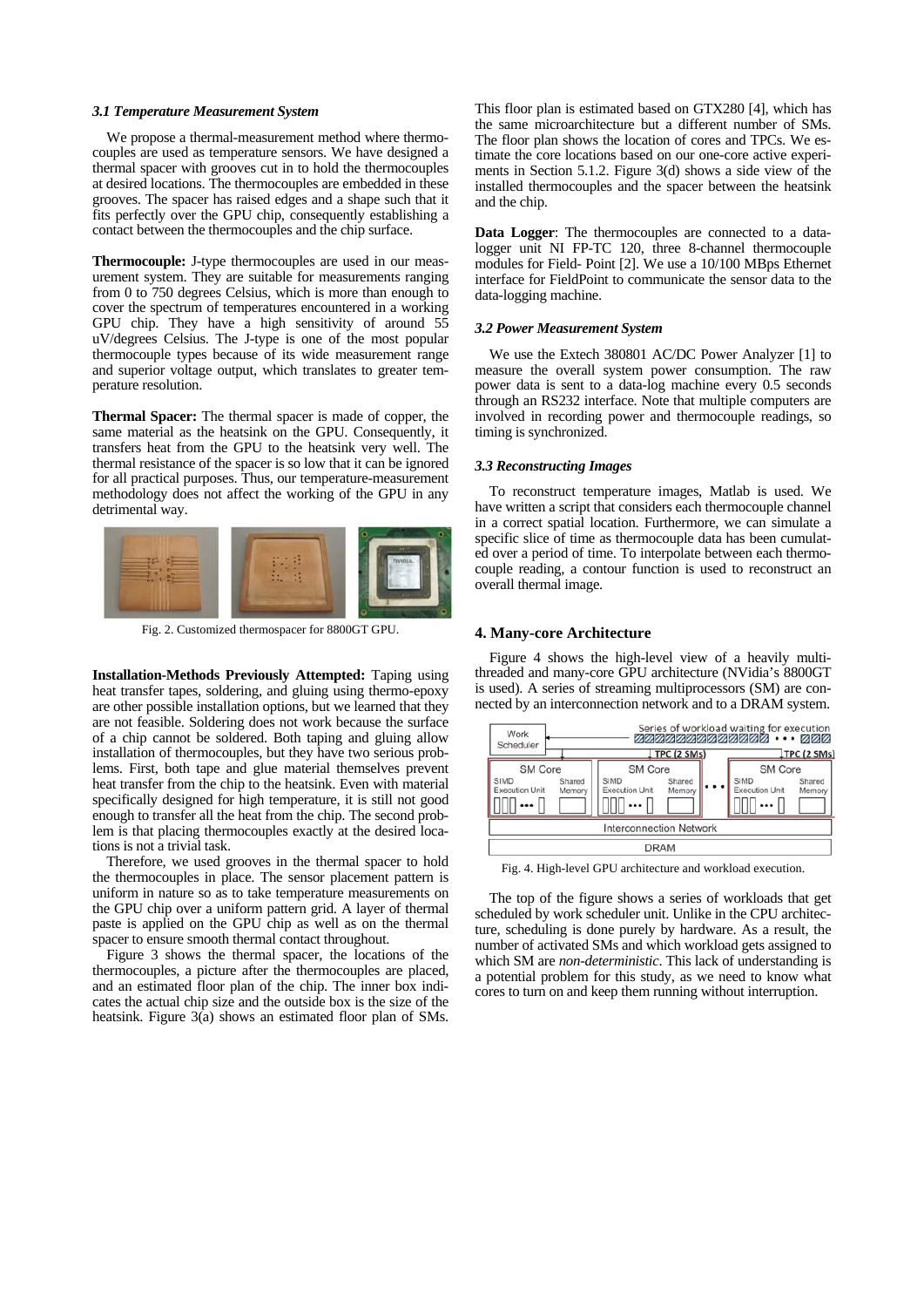### 3.1 Temperature Measurement System

We propose a thermal-measurement method where thermocouples are used as temperature sensors. We have designed a thermal spacer with grooves cut in to hold the thermocouples at desired locations. The thermocouples are embedded in these grooves. The spacer has raised edges and a shape such that it fits perfectly over the GPU chip, consequently establishing a contact between the thermocouples and the chip surface.

**Thermocouple:** J-type thermocouples are used in our measurement system. They are suitable for measurements ranging from 0 to 750 degrees Celsius, which is more than enough to cover the spectrum of temperatures encountered in a working GPU chip. They have a high sensitivity of around 55 uV/degrees Celsius. The J-type is one of the most popular thermocouple types because of its wide measurement range and superior voltage output, which translates to greater temperature resolution.

**Thermal Spacer:** The thermal spacer is made of copper, the same material as the heatsink on the GPU. Consequently, it transfers heat from the GPU to the heatsink very well. The thermal resistance of the spacer is so low that it can be ignored for all practical purposes. Thus, our temperature-measurement methodology does not affect the working of the GPU in any detrimental way.

Fig. 2. Customized thermospacer for 8800GT GPU.

**Installation-Methods Previously Attempted:** Taping using heat transfer tapes, soldering, and gluing using thermo-epoxy are other possible installation options, but we learned that they are not feasible. Soldering does not work because the surface of a chip cannot be soldered. Both taping and gluing allow installation of thermocouples, but they have two serious problems. First, both tape and glue material themselves prevent heat transfer from the chip to the heatsink. Even with material specifically designed for high temperature, it is still not good enough to transfer all the heat from the chip. The second problem is that placing thermocouples exactly at the desired locations is not a trivial task.

Therefore, we used grooves in the thermal spacer to hold the thermocouples in place. The sensor placement pattern is uniform in nature so as to take temperature measurements on the GPU chip over a uniform pattern grid. A layer of thermal paste is applied on the GPU chip as well as on the thermal spacer to ensure smooth thermal contact throughout.

Figure 3 shows the thermal spacer, the locations of the thermocouples, a picture after the thermocouples are placed, and an estimated floor plan of the chip. The inner box indicates the actual chip size and the outside box is the size of the heatsink. Figure 3(a) shows an estimated floor plan of SMs. This floor plan is estimated based on GTX280 [4], which has the same microarchitecture but a different number of SMs. The floor plan shows the location of cores and TPCs. We estimate the core locations based on our one-core active experiments in Section 5.1.2. Figure 3(d) shows a side view of the installed thermocouples and the spacer between the heatsink and the chip.

**Data Logger**: The thermocouples are connected to a data-logger unit NI FP-TC 120, three 8-channel thermocouple modules for Field- Point [2]. We use a 10/100 MBps Ethernet interface for FieldPoint to communicate the sensor data to the data-logging machine.

### 3.2 Power Measurement System

We use the Extech 380801 AC/DC Power Analyzer [1] to measure the overall system power consumption. The raw power data is sent to a data-log machine every 0.5 seconds through an RS232 interface. Note that multiple computers are involved in recording power and thermocouple readings, so timing is synchronized.

### 3.3 Reconstructing Images

To reconstruct temperature images, Matlab is used. We have written a script that considers each thermocouple channel in a correct spatial location. Furthermore, we can simulate a specific slice of time as thermocouple data has been cumulated over a period of time. To interpolate between each thermocouple reading, a contour function is used to reconstruct an overall thermal image.

## 4. Many-core Architecture

Figure 4 shows the high-level view of a heavily multithreaded and many-core GPU architecture (NVidia's 8800GT is used). A series of streaming multiprocessors (SM) are connected by an interconnection network and to a DRAM system.

Fig. 4. High-level GPU architecture and workload execution.

The top of the figure shows a series of workloads that get scheduled by work scheduler unit. Unlike in the CPU architecture, scheduling is done purely by hardware. As a result, the number of activated SMs and which workload gets assigned to which SM are *non-deterministic*. This lack of understanding is a potential problem for this study, as we need to know what cores to turn on and keep them running without interruption.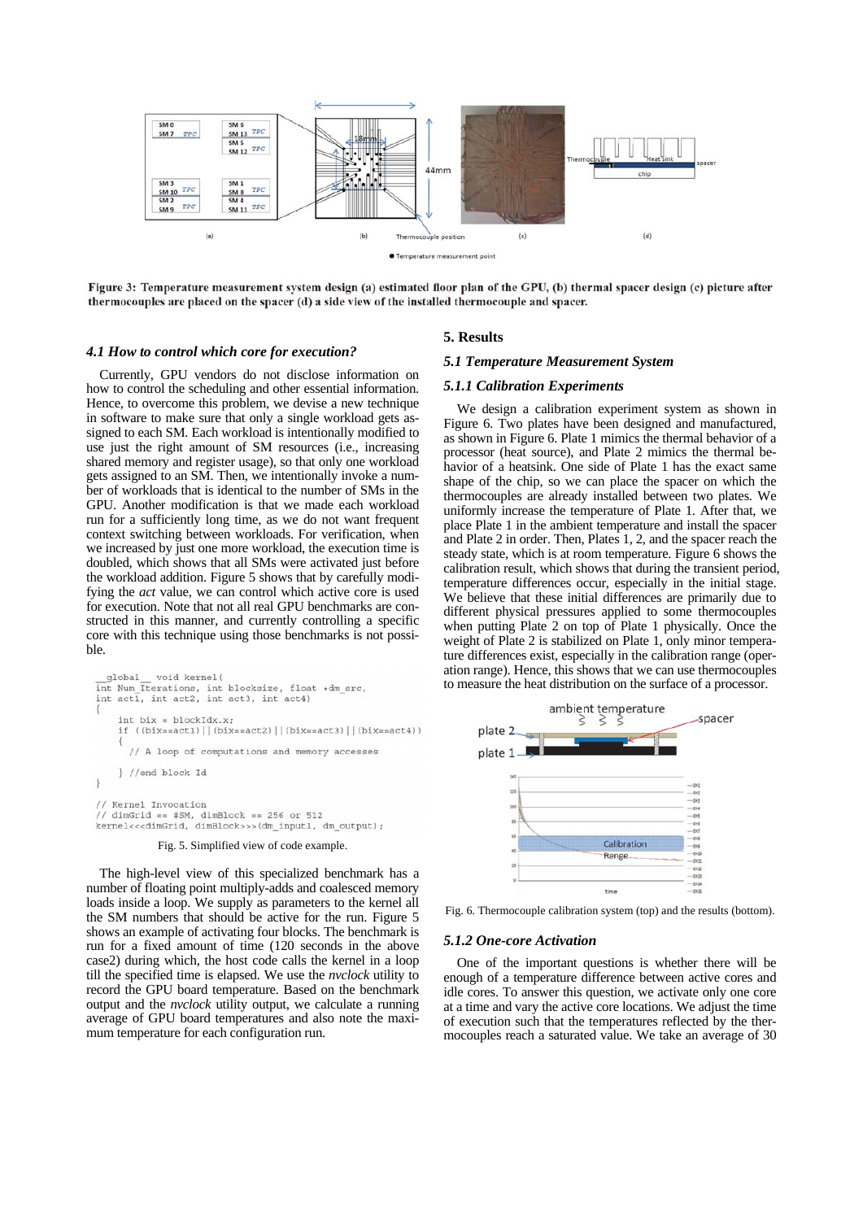Figure 3: Temperature measurement system design (a) estimated floor plan of the GPU, (b) thermal spacer design (c) picture after thermocouples are placed on the spacer (d) a side view of the installed thermocouple and spacer.

### *4.1 How to control which core for execution?*

Currently, GPU vendors do not disclose information on how to control the scheduling and other essential information. Hence, to overcome this problem, we devise a new technique in software to make sure that only a single workload gets assigned to each SM. Each workload is intentionally modified to use just the right amount of SM resources (i.e., increasing shared memory and register usage), so that only one workload gets assigned to an SM. Then, we intentionally invoke a number of workloads that is identical to the number of SMs in the GPU. Another modification is that we made each workload run for a sufficiently long time, as we do not want frequent context switching between workloads. For verification, when we increased by just one more workload, the execution time is doubled, which shows that all SMs were activated just before the workload addition. Figure 5 shows that by carefully modifying the *act* value, we can control which active core is used for execution. Note that not all real GPU benchmarks are constructed in this manner, and currently controlling a specific core with this technique using those benchmarks is not possible.

```
__global__ void kernel(
int Num_Iterations, int blocksize, float *dm_src,
int act1, int act2, int act3, int act4)
{
    int bix = blockIdx.x;
    if ((bix==act1)||(bix==act2)||(bix==act3)||(bix==act4))
    {
      // A loop of computations and memory accesses

    } //end block Id
}

// Kernel Invocation
// dimGrid == #SM, dimBlock == 256 or 512
kernel<<<dimGrid, dimBlock>>>(dm_input1, dm_output);
```

Fig. 5. Simplified view of code example.

The high-level view of this specialized benchmark has a number of floating point multiply-adds and coalesced memory loads inside a loop. We supply as parameters to the kernel all the SM numbers that should be active for the run. Figure 5 shows an example of activating four blocks. The benchmark is run for a fixed amount of time (120 seconds in the above case2) during which, the host code calls the kernel in a loop till the specified time is elapsed. We use the *nvclock* utility to record the GPU board temperature. Based on the benchmark output and the *nvclock* utility output, we calculate a running average of GPU board temperatures and also note the maximum temperature for each configuration run.

## 5. Results

### *5.1 Temperature Measurement System*

#### *5.1.1 Calibration Experiments*

We design a calibration experiment system as shown in Figure 6. Two plates have been designed and manufactured, as shown in Figure 6. Plate 1 mimics the thermal behavior of a processor (heat source), and Plate 2 mimics the thermal behavior of a heatsink. One side of Plate 1 has the exact same shape of the chip, so we can place the spacer on which the thermocouples are already installed between two plates. We uniformly increase the temperature of Plate 1. After that, we place Plate 1 in the ambient temperature and install the spacer and Plate 2 in order. Then, Plates 1, 2, and the spacer reach the steady state, which is at room temperature. Figure 6 shows the calibration result, which shows that during the transient period, temperature differences occur, especially in the initial stage. We believe that these initial differences are primarily due to different physical pressures applied to some thermocouples when putting Plate 2 on top of Plate 1 physically. Once the weight of Plate 2 is stabilized on Plate 1, only minor temperature differences exist, especially in the calibration range (operation range). Hence, this shows that we can use thermocouples to measure the heat distribution on the surface of a processor.

Fig. 6. Thermocouple calibration system (top) and the results (bottom).

#### *5.1.2 One-core Activation*

One of the important questions is whether there will be enough of a temperature difference between active cores and idle cores. To answer this question, we activate only one core at a time and vary the active core locations. We adjust the time of execution such that the temperatures reflected by the thermocouples reach a saturated value. We take an average of 30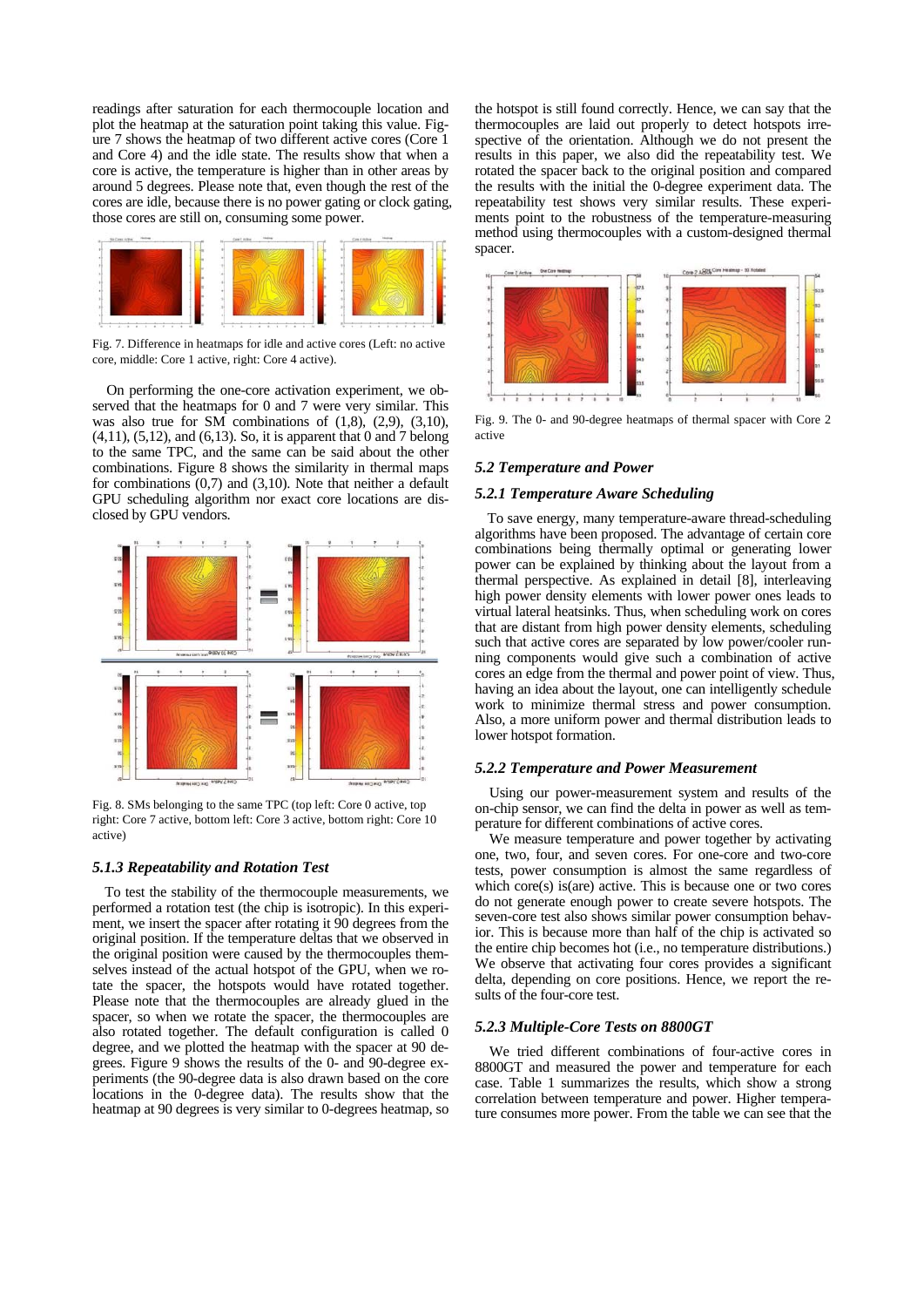readings after saturation for each thermocouple location and plot the heatmap at the saturation point taking this value. Figure 7 shows the heatmap of two different active cores (Core 1 and Core 4) and the idle state. The results show that when a core is active, the temperature is higher than in other areas by around 5 degrees. Please note that, even though the rest of the cores are idle, because there is no power gating or clock gating, those cores are still on, consuming some power.

Fig. 7. Difference in heatmaps for idle and active cores (Left: no active core, middle: Core 1 active, right: Core 4 active).

On performing the one-core activation experiment, we observed that the heatmaps for 0 and 7 were very similar. This was also true for SM combinations of (1,8), (2,9), (3,10), (4,11), (5,12), and (6,13). So, it is apparent that 0 and 7 belong to the same TPC, and the same can be said about the other combinations. Figure 8 shows the similarity in thermal maps for combinations (0,7) and (3,10). Note that neither a default GPU scheduling algorithm nor exact core locations are disclosed by GPU vendors.

Fig. 8. SMs belonging to the same TPC (top left: Core 0 active, top right: Core 7 active, bottom left: Core 3 active, bottom right: Core 10 active)

### *5.1.3 Repeatability and Rotation Test*

To test the stability of the thermocouple measurements, we performed a rotation test (the chip is isotropic). In this experiment, we insert the spacer after rotating it 90 degrees from the original position. If the temperature deltas that we observed in the original position were caused by the thermocouples themselves instead of the actual hotspot of the GPU, when we rotate the spacer, the hotspots would have rotated together. Please note that the thermocouples are already glued in the spacer, so when we rotate the spacer, the thermocouples are also rotated together. The default configuration is called 0 degree, and we plotted the heatmap with the spacer at 90 degrees. Figure 9 shows the results of the 0- and 90-degree experiments (the 90-degree data is also drawn based on the core locations in the 0-degree data). The results show that the heatmap at 90 degrees is very similar to 0-degrees heatmap, so the hotspot is still found correctly. Hence, we can say that the thermocouples are laid out properly to detect hotspots irrespective of the orientation. Although we do not present the results in this paper, we also did the repeatability test. We rotated the spacer back to the original position and compared the results with the initial the 0-degree experiment data. The repeatability test shows very similar results. These experiments point to the robustness of the temperature-measuring method using thermocouples with a custom-designed thermal spacer.

Fig. 9. The 0- and 90-degree heatmaps of thermal spacer with Core 2 active

### *5.2 Temperature and Power*

### *5.2.1 Temperature Aware Scheduling*

To save energy, many temperature-aware thread-scheduling algorithms have been proposed. The advantage of certain core combinations being thermally optimal or generating lower power can be explained by thinking about the layout from a thermal perspective. As explained in detail [8], interleaving high power density elements with lower power ones leads to virtual lateral heatsinks. Thus, when scheduling work on cores that are distant from high power density elements, scheduling such that active cores are separated by low power/cooler running components would give such a combination of active cores an edge from the thermal and power point of view. Thus, having an idea about the layout, one can intelligently schedule work to minimize thermal stress and power consumption. Also, a more uniform power and thermal distribution leads to lower hotspot formation.

### *5.2.2 Temperature and Power Measurement*

Using our power-measurement system and results of the on-chip sensor, we can find the delta in power as well as temperature for different combinations of active cores.

We measure temperature and power together by activating one, two, four, and seven cores. For one-core and two-core tests, power consumption is almost the same regardless of which core(s) is(are) active. This is because one or two cores do not generate enough power to create severe hotspots. The seven-core test also shows similar power consumption behavior. This is because more than half of the chip is activated so the entire chip becomes hot (i.e., no temperature distributions.) We observe that activating four cores provides a significant delta, depending on core positions. Hence, we report the results of the four-core test.

### *5.2.3 Multiple-Core Tests on 8800GT*

We tried different combinations of four-active cores in 8800GT and measured the power and temperature for each case. Table 1 summarizes the results, which show a strong correlation between temperature and power. Higher temperature consumes more power. From the table we can see that the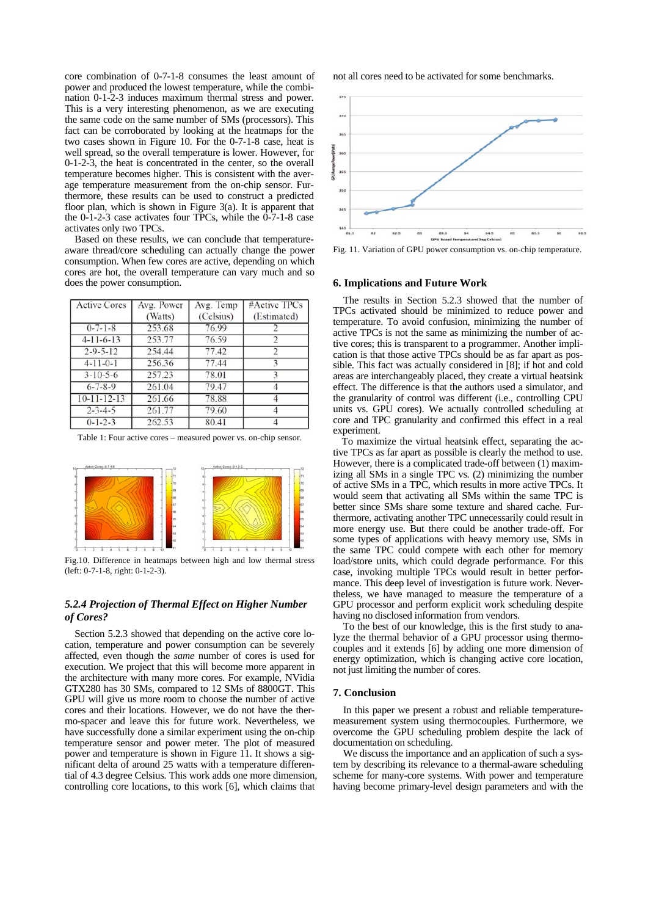core combination of 0-7-1-8 consumes the least amount of power and produced the lowest temperature, while the combination 0-1-2-3 induces maximum thermal stress and power. This is a very interesting phenomenon, as we are executing the same code on the same number of SMs (processors). This fact can be corroborated by looking at the heatmaps for the two cases shown in Figure 10. For the 0-7-1-8 case, heat is well spread, so the overall temperature is lower. However, for 0-1-2-3, the heat is concentrated in the center, so the overall temperature becomes higher. This is consistent with the average temperature measurement from the on-chip sensor. Furthermore, these results can be used to construct a predicted floor plan, which is shown in Figure 3(a). It is apparent that the 0-1-2-3 case activates four TPCs, while the 0-7-1-8 case activates only two TPCs.

Based on these results, we can conclude that temperature-aware thread/core scheduling can actually change the power consumption. When few cores are active, depending on which cores are hot, the overall temperature can vary much and so does the power consumption.

| Active Cores | Avg. Power (Watts) | Avg. Temp (Celsius) | #Active TPCs (Estimated) |
|---|---|---|---|
| 0-7-1-8 | 253.68 | 76.99 | 2 |
| 4-11-6-13 | 253.77 | 76.59 | 2 |
| 2-9-5-12 | 254.44 | 77.42 | 2 |
| 4-11-0-1 | 256.36 | 77.44 | 3 |
| 3-10-5-6 | 257.23 | 78.01 | 3 |
| 6-7-8-9 | 261.04 | 79.47 | 4 |
| 10-11-12-13 | 261.66 | 78.88 | 4 |
| 2-3-4-5 | 261.77 | 79.60 | 4 |
| 0-1-2-3 | 262.53 | 80.41 | 4 |

Table 1: Four active cores – measured power vs. on-chip sensor.

Fig.10. Difference in heatmaps between high and low thermal stress (left: 0-7-1-8, right: 0-1-2-3).

### *5.2.4 Projection of Thermal Effect on Higher Number of Cores?*

Section 5.2.3 showed that depending on the active core location, temperature and power consumption can be severely affected, even though the *same* number of cores is used for execution. We project that this will become more apparent in the architecture with many more cores. For example, NVidia GTX280 has 30 SMs, compared to 12 SMs of 8800GT. This GPU will give us more room to choose the number of active cores and their locations. However, we do not have the thermo-spacer and leave this for future work. Nevertheless, we have successfully done a similar experiment using the on-chip temperature sensor and power meter. The plot of measured power and temperature is shown in Figure 11. It shows a significant delta of around 25 watts with a temperature differential of 4.3 degree Celsius. This work adds one more dimension, controlling core locations, to this work [6], which claims that not all cores need to be activated for some benchmarks.

Fig. 11. Variation of GPU power consumption vs. on-chip temperature.

## 6. Implications and Future Work

The results in Section 5.2.3 showed that the number of TPCs activated should be minimized to reduce power and temperature. To avoid confusion, minimizing the number of active TPCs is not the same as minimizing the number of active cores; this is transparent to a programmer. Another implication is that those active TPCs should be as far apart as possible. This fact was actually considered in [8]; if hot and cold areas are interchangeably placed, they create a virtual heatsink effect. The difference is that the authors used a simulator, and the granularity of control was different (i.e., controlling CPU units vs. GPU cores). We actually controlled scheduling at core and TPC granularity and confirmed this effect in a real experiment.

To maximize the virtual heatsink effect, separating the active TPCs as far apart as possible is clearly the method to use. However, there is a complicated trade-off between (1) maximizing all SMs in a single TPC vs. (2) minimizing the number of active SMs in a TPC, which results in more active TPCs. It would seem that activating all SMs within the same TPC is better since SMs share some texture and shared cache. Furthermore, activating another TPC unnecessarily could result in more energy use. But there could be another trade-off. For some types of applications with heavy memory use, SMs in the same TPC could compete with each other for memory load/store units, which could degrade performance. For this case, invoking multiple TPCs would result in better performance. This deep level of investigation is future work. Nevertheless, we have managed to measure the temperature of a GPU processor and perform explicit work scheduling despite having no disclosed information from vendors.

To the best of our knowledge, this is the first study to analyze the thermal behavior of a GPU processor using thermocouples and it extends [6] by adding one more dimension of energy optimization, which is changing active core location, not just limiting the number of cores.

## 7. Conclusion

In this paper we present a robust and reliable temperature-measurement system using thermocouples. Furthermore, we overcome the GPU scheduling problem despite the lack of documentation on scheduling.

We discuss the importance and an application of such a system by describing its relevance to a thermal-aware scheduling scheme for many-core systems. With power and temperature having become primary-level design parameters and with the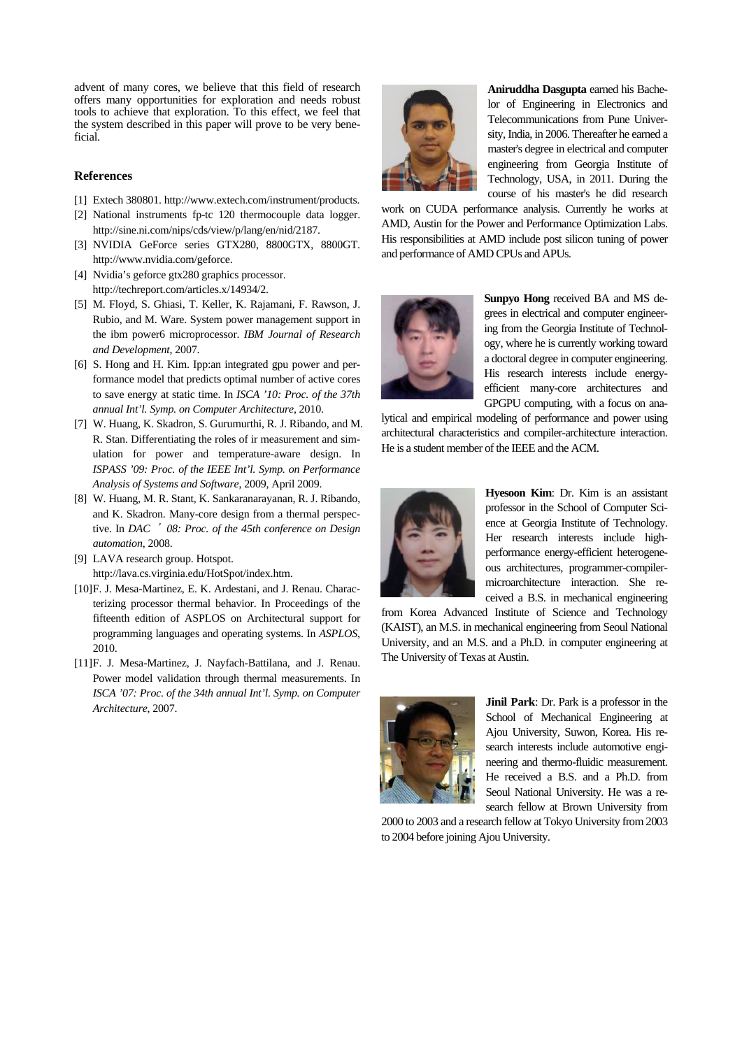advent of many cores, we believe that this field of research offers many opportunities for exploration and needs robust tools to achieve that exploration. To this effect, we feel that the system described in this paper will prove to be very beneficial.

## References

[1] Extech 380801. http://www.extech.com/instrument/products.

[2] National instruments fp-tc 120 thermocouple data logger. http://sine.ni.com/nips/cds/view/p/lang/en/nid/2187.

[3] NVIDIA GeForce series GTX280, 8800GTX, 8800GT. http://www.nvidia.com/geforce.

[4] Nvidia's geforce gtx280 graphics processor. http://techreport.com/articles.x/14934/2.

[5] M. Floyd, S. Ghiasi, T. Keller, K. Rajamani, F. Rawson, J. Rubio, and M. Ware. System power management support in the ibm power6 microprocessor. *IBM Journal of Research and Development*, 2007.

[6] S. Hong and H. Kim. Ipp:an integrated gpu power and performance model that predicts optimal number of active cores to save energy at static time. In *ISCA '10: Proc. of the 37th annual Int'l. Symp. on Computer Architecture*, 2010.

[7] W. Huang, K. Skadron, S. Gurumurthi, R. J. Ribando, and M. R. Stan. Differentiating the roles of ir measurement and simulation for power and temperature-aware design. In *ISPASS '09: Proc. of the IEEE Int'l. Symp. on Performance Analysis of Systems and Software*, 2009, April 2009.

[8] W. Huang, M. R. Stant, K. Sankaranarayanan, R. J. Ribando, and K. Skadron. Many-core design from a thermal perspective. In *DAC '08: Proc. of the 45th conference on Design automation*, 2008.

[9] LAVA research group. Hotspot. http://lava.cs.virginia.edu/HotSpot/index.htm.

[10] F. J. Mesa-Martinez, E. K. Ardestani, and J. Renau. Characterizing processor thermal behavior. In Proceedings of the fifteenth edition of ASPLOS on Architectural support for programming languages and operating systems. In *ASPLOS*, 2010.

[11] F. J. Mesa-Martinez, J. Nayfach-Battilana, and J. Renau. Power model validation through thermal measurements. In *ISCA '07: Proc. of the 34th annual Int'l. Symp. on Computer Architecture*, 2007.

**Aniruddha Dasgupta** earned his Bachelor of Engineering in Electronics and Telecommunications from Pune University, India, in 2006. Thereafter he earned a master's degree in electrical and computer engineering from Georgia Institute of Technology, USA, in 2011. During the course of his master's he did research work on CUDA performance analysis. Currently he works at AMD, Austin for the Power and Performance Optimization Labs. His responsibilities at AMD include post silicon tuning of power and performance of AMD CPUs and APUs.

**Sunpyo Hong** received BA and MS degrees in electrical and computer engineering from the Georgia Institute of Technology, where he is currently working toward a doctoral degree in computer engineering. His research interests include energy-efficient many-core architectures and GPGPU computing, with a focus on analytical and empirical modeling of performance and power using architectural characteristics and compiler-architecture interaction. He is a student member of the IEEE and the ACM.

**Hyesoon Kim**: Dr. Kim is an assistant professor in the School of Computer Science at Georgia Institute of Technology. Her research interests include high-performance energy-efficient heterogeneous architectures, programmer-compiler-microarchitecture interaction. She received a B.S. in mechanical engineering from Korea Advanced Institute of Science and Technology (KAIST), an M.S. in mechanical engineering from Seoul National University, and an M.S. and a Ph.D. in computer engineering at The University of Texas at Austin.

**Jinil Park**: Dr. Park is a professor in the School of Mechanical Engineering at Ajou University, Suwon, Korea. His research interests include automotive engineering and thermo-fluidic measurement. He received a B.S. and a Ph.D. from Seoul National University. He was a research fellow at Brown University from 2000 to 2003 and a research fellow at Tokyo University from 2003 to 2004 before joining Ajou University.